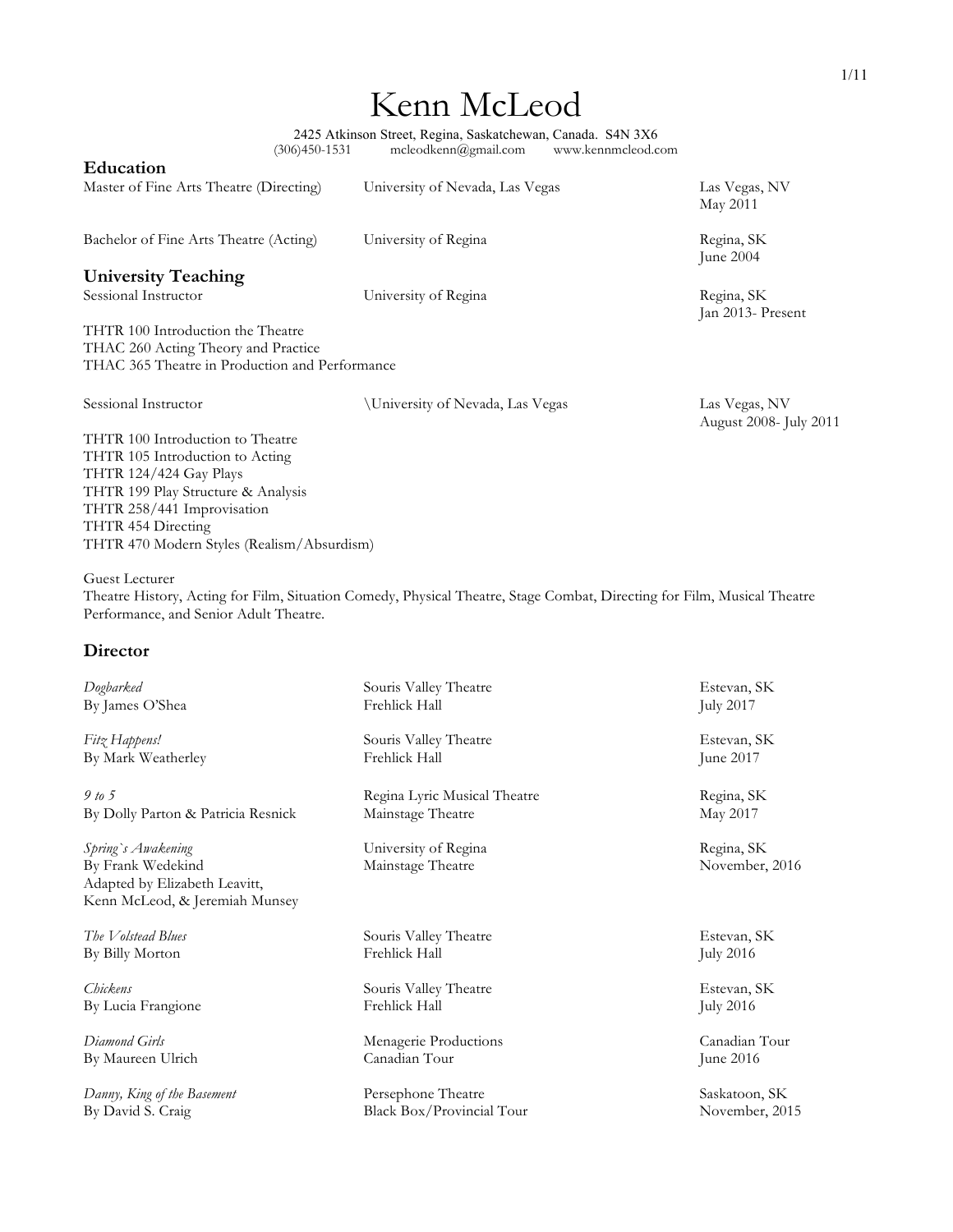# Kenn McLeod

2425 Atkinson Street, Regina, Saskatchewan, Canada. S4N 3X6
(306)450-1531 mcleodkenn@gmail.com www.kennmcleod.com

## Education

| | | | |
|---|---|---|---|
| Master of Fine Arts Theatre (Directing) | University of Nevada, Las Vegas | Las Vegas, NV | May 2011 |
| Bachelor of Fine Arts Theatre (Acting) | University of Regina | Regina, SK | June 2004 |

## University Teaching

| | | | |
|---|---|---|---|
| Sessional Instructor | University of Regina | Regina, SK | Jan 2013- Present |

THTR 100 Introduction the Theatre
THAC 260 Acting Theory and Practice
THAC 365 Theatre in Production and Performance

| | | | |
|---|---|---|---|
| Sessional Instructor | \University of Nevada, Las Vegas | Las Vegas, NV | August 2008- July 2011 |

THTR 100 Introduction to Theatre
THTR 105 Introduction to Acting
THTR 124/424 Gay Plays
THTR 199 Play Structure & Analysis
THTR 258/441 Improvisation
THTR 454 Directing
THTR 470 Modern Styles (Realism/Absurdism)

Guest Lecturer
Theatre History, Acting for Film, Situation Comedy, Physical Theatre, Stage Combat, Directing for Film, Musical Theatre Performance, and Senior Adult Theatre.

## Director

| Production | Company / Venue | Location | Date |
|---|---|---|---|
| *Dogbarked*<br>By James O'Shea | Souris Valley Theatre<br>Frehlick Hall | Estevan, SK | July 2017 |
| *Fitz Happens!*<br>By Mark Weatherley | Souris Valley Theatre<br>Frehlick Hall | Estevan, SK | June 2017 |
| *9 to 5*<br>By Dolly Parton & Patricia Resnick | Regina Lyric Musical Theatre<br>Mainstage Theatre | Regina, SK | May 2017 |
| *Spring`s Awakening*<br>By Frank Wedekind<br>Adapted by Elizabeth Leavitt, Kenn McLeod, & Jeremiah Munsey | University of Regina<br>Mainstage Theatre | Regina, SK | November, 2016 |
| *The Volstead Blues*<br>By Billy Morton | Souris Valley Theatre<br>Frehlick Hall | Estevan, SK | July 2016 |
| *Chickens*<br>By Lucia Frangione | Souris Valley Theatre<br>Frehlick Hall | Estevan, SK | July 2016 |
| *Diamond Girls*<br>By Maureen Ulrich | Menagerie Productions<br>Canadian Tour | Canadian Tour | June 2016 |
| *Danny, King of the Basement*<br>By David S. Craig | Persephone Theatre<br>Black Box/Provincial Tour | Saskatoon, SK | November, 2015 |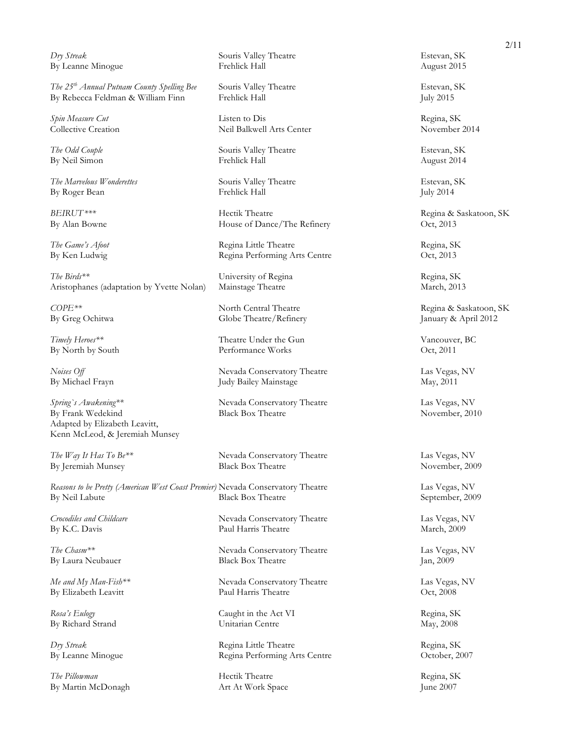| | | |
|---|---|---|
| *Dry Streak*<br>By Leanne Minogue | Souris Valley Theatre<br>Frehlick Hall | Estevan, SK<br>August 2015 |
| *The 25th Annual Putnam County Spelling Bee*<br>By Rebecca Feldman & William Finn | Souris Valley Theatre<br>Frehlick Hall | Estevan, SK<br>July 2015 |
| *Spin Measure Cut*<br>Collective Creation | Listen to Dis<br>Neil Balkwell Arts Center | Regina, SK<br>November 2014 |
| *The Odd Couple*<br>By Neil Simon | Souris Valley Theatre<br>Frehlick Hall | Estevan, SK<br>August 2014 |
| *The Marvelous Wonderettes*<br>By Roger Bean | Souris Valley Theatre<br>Frehlick Hall | Estevan, SK<br>July 2014 |
| *BEIRUT\*\*\**<br>By Alan Bowne | Hectik Theatre<br>House of Dance/The Refinery | Regina & Saskatoon, SK<br>Oct, 2013 |
| *The Game's Afoot*<br>By Ken Ludwig | Regina Little Theatre<br>Regina Performing Arts Centre | Regina, SK<br>Oct, 2013 |
| *The Birds\*\**<br>Aristophanes (adaptation by Yvette Nolan) | University of Regina<br>Mainstage Theatre | Regina, SK<br>March, 2013 |
| *COPE\*\**<br>By Greg Ochitwa | North Central Theatre<br>Globe Theatre/Refinery | Regina & Saskatoon, SK<br>January & April 2012 |
| *Timely Heroes\*\**<br>By North by South | Theatre Under the Gun<br>Performance Works | Vancouver, BC<br>Oct, 2011 |
| *Noises Off*<br>By Michael Frayn | Nevada Conservatory Theatre<br>Judy Bailey Mainstage | Las Vegas, NV<br>May, 2011 |
| *Spring`s Awakening\*\**<br>By Frank Wedekind<br>Adapted by Elizabeth Leavitt, Kenn McLeod, & Jeremiah Munsey | Nevada Conservatory Theatre<br>Black Box Theatre | Las Vegas, NV<br>November, 2010 |
| *The Way It Has To Be\*\**<br>By Jeremiah Munsey | Nevada Conservatory Theatre<br>Black Box Theatre | Las Vegas, NV<br>November, 2009 |
| *Reasons to be Pretty (American West Coast Premier)*<br>By Neil Labute | Nevada Conservatory Theatre<br>Black Box Theatre | Las Vegas, NV<br>September, 2009 |
| *Crocodiles and Childcare*<br>By K.C. Davis | Nevada Conservatory Theatre<br>Paul Harris Theatre | Las Vegas, NV<br>March, 2009 |
| *The Chasm\*\**<br>By Laura Neubauer | Nevada Conservatory Theatre<br>Black Box Theatre | Las Vegas, NV<br>Jan, 2009 |
| *Me and My Man-Fish\*\**<br>By Elizabeth Leavitt | Nevada Conservatory Theatre<br>Paul Harris Theatre | Las Vegas, NV<br>Oct, 2008 |
| *Rosa's Eulogy*<br>By Richard Strand | Caught in the Act VI<br>Unitarian Centre | Regina, SK<br>May, 2008 |
| *Dry Streak*<br>By Leanne Minogue | Regina Little Theatre<br>Regina Performing Arts Centre | Regina, SK<br>October, 2007 |
| *The Pillowman*<br>By Martin McDonagh | Hectik Theatre<br>Art At Work Space | Regina, SK<br>June 2007 |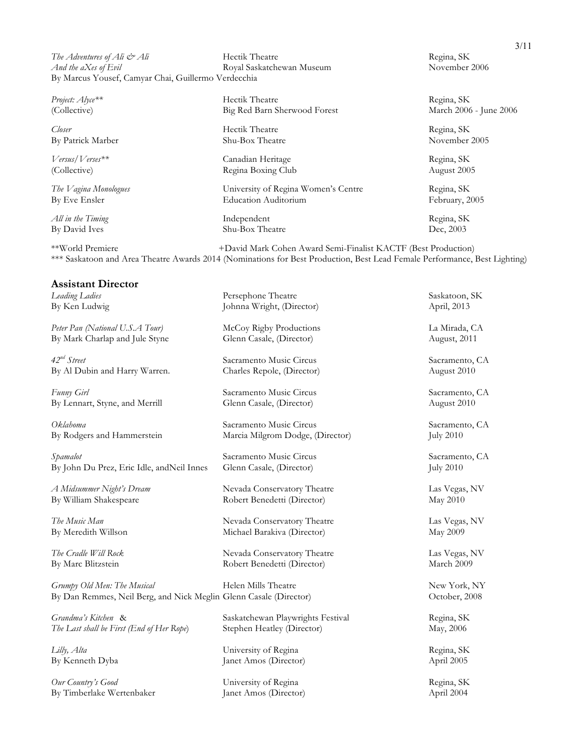| | | |
|---|---|---|
| *The Adventures of Ali & Ali And the aXes of Evil* By Marcus Yousef, Camyar Chai, Guillermo Verdecchia | Hectik Theatre Royal Saskatchewan Museum | Regina, SK November 2006 |
| *Project: Alyce*** (Collective) | Hectik Theatre Big Red Barn Sherwood Forest | Regina, SK March 2006 - June 2006 |
| *Closer* By Patrick Marber | Hectik Theatre Shu-Box Theatre | Regina, SK November 2005 |
| *Versus/Verses*** (Collective) | Canadian Heritage Regina Boxing Club | Regina, SK August 2005 |
| *The Vagina Monologues* By Eve Ensler | University of Regina Women's Centre Education Auditorium | Regina, SK February, 2005 |
| *All in the Timing* By David Ives | Independent Shu-Box Theatre | Regina, SK Dec, 2003 |

**World Premiere +David Mark Cohen Award Semi-Finalist KACTF (Best Production)

*** Saskatoon and Area Theatre Awards 2014 (Nominations for Best Production, Best Lead Female Performance, Best Lighting)

## Assistant Director

| | | |
|---|---|---|
| *Leading Ladies* By Ken Ludwig | Persephone Theatre Johnna Wright, (Director) | Saskatoon, SK April, 2013 |
| *Peter Pan (National U.S.A Tour)* By Mark Charlap and Jule Styne | McCoy Rigby Productions Glenn Casale, (Director) | La Mirada, CA August, 2011 |
| *42nd Street* By Al Dubin and Harry Warren. | Sacramento Music Circus Charles Repole, (Director) | Sacramento, CA August 2010 |
| *Funny Girl* By Lennart, Styne, and Merrill | Sacramento Music Circus Glenn Casale, (Director) | Sacramento, CA August 2010 |
| *Oklahoma* By Rodgers and Hammerstein | Sacramento Music Circus Marcia Milgrom Dodge, (Director) | Sacramento, CA July 2010 |
| *Spamalot* By John Du Prez, Eric Idle, andNeil Innes | Sacramento Music Circus Glenn Casale, (Director) | Sacramento, CA July 2010 |
| *A Midsummer Night's Dream* By William Shakespeare | Nevada Conservatory Theatre Robert Benedetti (Director) | Las Vegas, NV May 2010 |
| *The Music Man* By Meredith Willson | Nevada Conservatory Theatre Michael Barakiva (Director) | Las Vegas, NV May 2009 |
| *The Cradle Will Rock* By Marc Blitzstein | Nevada Conservatory Theatre Robert Benedetti (Director) | Las Vegas, NV March 2009 |
| *Grumpy Old Men: The Musical* By Dan Remmes, Neil Berg, and Nick Meglin | Helen Mills Theatre Glenn Casale (Director) | New York, NY October, 2008 |
| *Grandma's Kitchen* & *The Last shall be First (End of Her Rope)* | Saskatchewan Playwrights Festival Stephen Heatley (Director) | Regina, SK May, 2006 |
| *Lilly, Alta* By Kenneth Dyba | University of Regina Janet Amos (Director) | Regina, SK April 2005 |
| *Our Country's Good* By Timberlake Wertenbaker | University of Regina Janet Amos (Director) | Regina, SK April 2004 |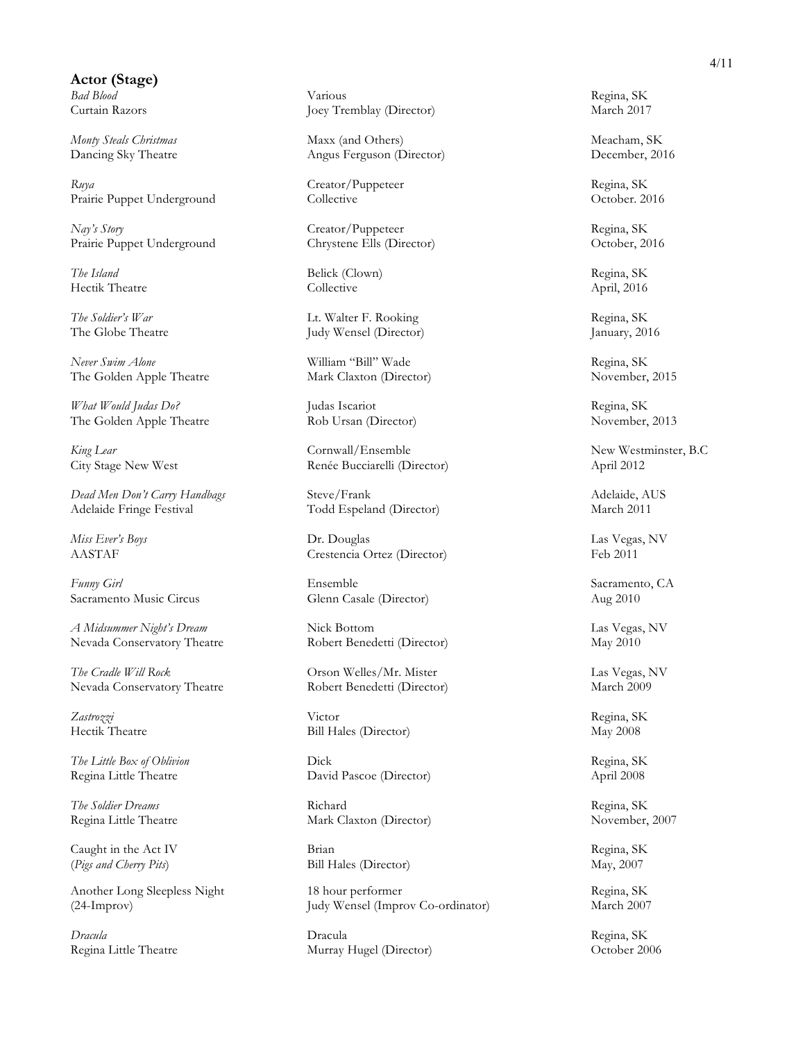## Actor (Stage)

| Production | Role | Location / Date |
| --- | --- | --- |
| *Bad Blood*<br>Curtain Razors | Various<br>Joey Tremblay (Director) | Regina, SK<br>March 2017 |
| *Monty Steals Christmas*<br>Dancing Sky Theatre | Maxx (and Others)<br>Angus Ferguson (Director) | Meacham, SK<br>December, 2016 |
| *Ruya*<br>Prairie Puppet Underground | Creator/Puppeteer<br>Collective | Regina, SK<br>October. 2016 |
| *Nay's Story*<br>Prairie Puppet Underground | Creator/Puppeteer<br>Chrystene Ells (Director) | Regina, SK<br>October, 2016 |
| *The Island*<br>Hectik Theatre | Belick (Clown)<br>Collective | Regina, SK<br>April, 2016 |
| *The Soldier's War*<br>The Globe Theatre | Lt. Walter F. Rooking<br>Judy Wensel (Director) | Regina, SK<br>January, 2016 |
| *Never Swim Alone*<br>The Golden Apple Theatre | William "Bill" Wade<br>Mark Claxton (Director) | Regina, SK<br>November, 2015 |
| *What Would Judas Do?*<br>The Golden Apple Theatre | Judas Iscariot<br>Rob Ursan (Director) | Regina, SK<br>November, 2013 |
| *King Lear*<br>City Stage New West | Cornwall/Ensemble<br>Renée Bucciarelli (Director) | New Westminster, B.C<br>April 2012 |
| *Dead Men Don't Carry Handbags*<br>Adelaide Fringe Festival | Steve/Frank<br>Todd Espeland (Director) | Adelaide, AUS<br>March 2011 |
| *Miss Ever's Boys*<br>AASTAF | Dr. Douglas<br>Crestencia Ortez (Director) | Las Vegas, NV<br>Feb 2011 |
| *Funny Girl*<br>Sacramento Music Circus | Ensemble<br>Glenn Casale (Director) | Sacramento, CA<br>Aug 2010 |
| *A Midsummer Night's Dream*<br>Nevada Conservatory Theatre | Nick Bottom<br>Robert Benedetti (Director) | Las Vegas, NV<br>May 2010 |
| *The Cradle Will Rock*<br>Nevada Conservatory Theatre | Orson Welles/Mr. Mister<br>Robert Benedetti (Director) | Las Vegas, NV<br>March 2009 |
| *Zastrozzi*<br>Hectik Theatre | Victor<br>Bill Hales (Director) | Regina, SK<br>May 2008 |
| *The Little Box of Oblivion*<br>Regina Little Theatre | Dick<br>David Pascoe (Director) | Regina, SK<br>April 2008 |
| *The Soldier Dreams*<br>Regina Little Theatre | Richard<br>Mark Claxton (Director) | Regina, SK<br>November, 2007 |
| Caught in the Act IV<br>(*Pigs and Cherry Pits*) | Brian<br>Bill Hales (Director) | Regina, SK<br>May, 2007 |
| Another Long Sleepless Night<br>(24-Improv) | 18 hour performer<br>Judy Wensel (Improv Co-ordinator) | Regina, SK<br>March 2007 |
| *Dracula*<br>Regina Little Theatre | Dracula<br>Murray Hugel (Director) | Regina, SK<br>October 2006 |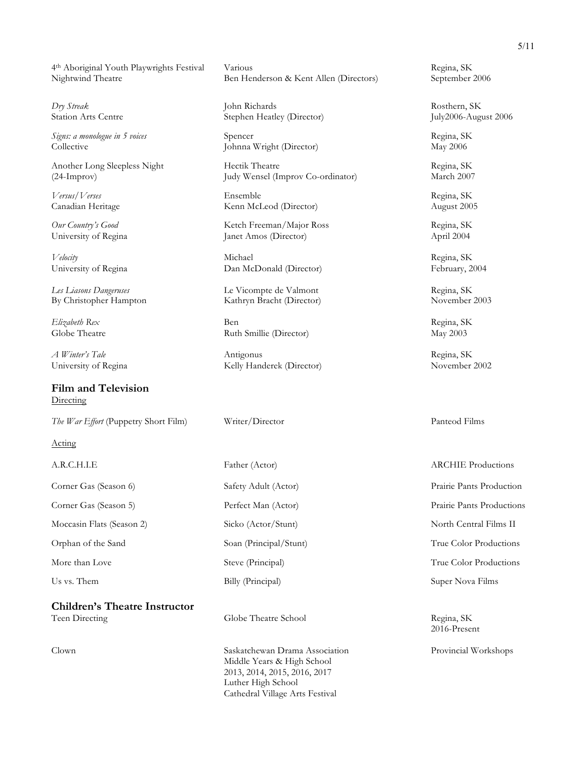| | | |
|---|---|---|
| 4th Aboriginal Youth Playwrights Festival<br>Nightwind Theatre | Various<br>Ben Henderson & Kent Allen (Directors) | Regina, SK<br>September 2006 |
| *Dry Streak*<br>Station Arts Centre | John Richards<br>Stephen Heatley (Director) | Rosthern, SK<br>July2006-August 2006 |
| *Signs: a monologue in 5 voices*<br>Collective | Spencer<br>Johnna Wright (Director) | Regina, SK<br>May 2006 |
| Another Long Sleepless Night<br>(24-Improv) | Hectik Theatre<br>Judy Wensel (Improv Co-ordinator) | Regina, SK<br>March 2007 |
| *Versus/Verses*<br>Canadian Heritage | Ensemble<br>Kenn McLeod (Director) | Regina, SK<br>August 2005 |
| *Our Country's Good*<br>University of Regina | Ketch Freeman/Major Ross<br>Janet Amos (Director) | Regina, SK<br>April 2004 |
| *Velocity*<br>University of Regina | Michael<br>Dan McDonald (Director) | Regina, SK<br>February, 2004 |
| *Les Liasons Dangeruses*<br>By Christopher Hampton | Le Vicompte de Valmont<br>Kathryn Bracht (Director) | Regina, SK<br>November 2003 |
| *Elizabeth Rex*<br>Globe Theatre | Ben<br>Ruth Smillie (Director) | Regina, SK<br>May 2003 |
| *A Winter's Tale*<br>University of Regina | Antigonus<br>Kelly Handerek (Director) | Regina, SK<br>November 2002 |

## Film and Television

Directing

| | | |
|---|---|---|
| *The War Effort* (Puppetry Short Film) | Writer/Director | Panteod Films |

Acting

| | | |
|---|---|---|
| A.R.C.H.I.E | Father (Actor) | ARCHIE Productions |
| Corner Gas (Season 6) | Safety Adult (Actor) | Prairie Pants Production |
| Corner Gas (Season 5) | Perfect Man (Actor) | Prairie Pants Productions |
| Moccasin Flats (Season 2) | Sicko (Actor/Stunt) | North Central Films II |
| Orphan of the Sand | Soan (Principal/Stunt) | True Color Productions |
| More than Love | Steve (Principal) | True Color Productions |
| Us vs. Them | Billy (Principal) | Super Nova Films |

## Children's Theatre Instructor

| | | |
|---|---|---|
| Teen Directing | Globe Theatre School | Regina, SK<br>2016-Present |
| Clown | Saskatchewan Drama Association<br>Middle Years & High School<br>2013, 2014, 2015, 2016, 2017<br>Luther High School<br>Cathedral Village Arts Festival | Provincial Workshops |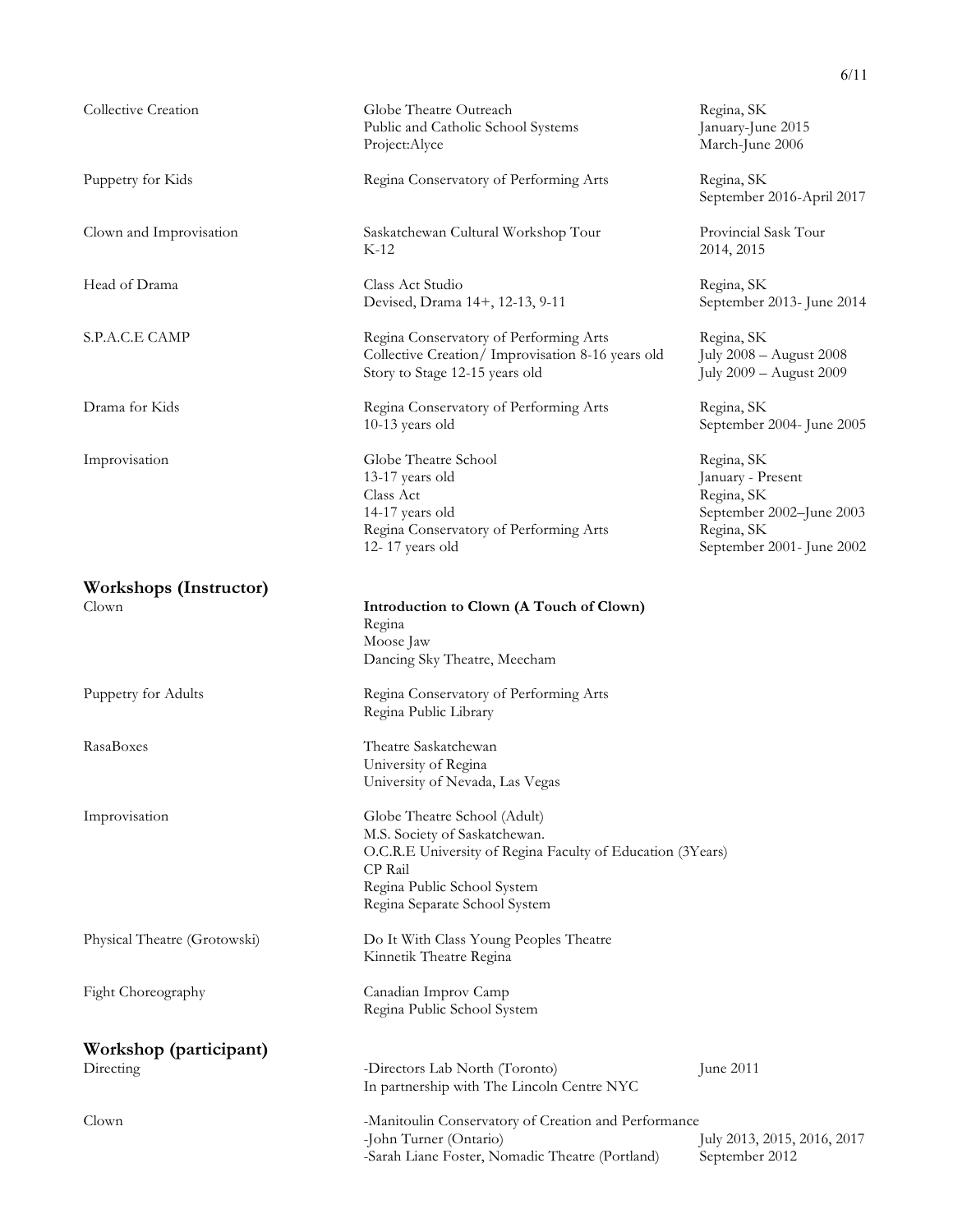| | | |
|---|---|---|
| Collective Creation | Globe Theatre Outreach<br>Public and Catholic School Systems<br>Project:Alyce | Regina, SK<br>January-June 2015<br>March-June 2006 |
| Puppetry for Kids | Regina Conservatory of Performing Arts | Regina, SK<br>September 2016-April 2017 |
| Clown and Improvisation | Saskatchewan Cultural Workshop Tour<br>K-12 | Provincial Sask Tour<br>2014, 2015 |
| Head of Drama | Class Act Studio<br>Devised, Drama 14+, 12-13, 9-11 | Regina, SK<br>September 2013- June 2014 |
| S.P.A.C.E CAMP | Regina Conservatory of Performing Arts<br>Collective Creation/ Improvisation 8-16 years old<br>Story to Stage 12-15 years old | Regina, SK<br>July 2008 – August 2008<br>July 2009 – August 2009 |
| Drama for Kids | Regina Conservatory of Performing Arts<br>10-13 years old | Regina, SK<br>September 2004- June 2005 |
| Improvisation | Globe Theatre School<br>13-17 years old<br>Class Act<br>14-17 years old<br>Regina Conservatory of Performing Arts<br>12- 17 years old | Regina, SK<br>January - Present<br>Regina, SK<br>September 2002–June 2003<br>Regina, SK<br>September 2001- June 2002 |

## Workshops (Instructor)

| | |
|---|---|
| Clown | **Introduction to Clown (A Touch of Clown)**<br>Regina<br>Moose Jaw<br>Dancing Sky Theatre, Meecham |
| Puppetry for Adults | Regina Conservatory of Performing Arts<br>Regina Public Library |
| RasaBoxes | Theatre Saskatchewan<br>University of Regina<br>University of Nevada, Las Vegas |
| Improvisation | Globe Theatre School (Adult)<br>M.S. Society of Saskatchewan.<br>O.C.R.E University of Regina Faculty of Education (3Years)<br>CP Rail<br>Regina Public School System<br>Regina Separate School System |
| Physical Theatre (Grotowski) | Do It With Class Young Peoples Theatre<br>Kinnetik Theatre Regina |
| Fight Choreography | Canadian Improv Camp<br>Regina Public School System |

## Workshop (participant)

| | | |
|---|---|---|
| Directing | -Directors Lab North (Toronto)<br>In partnership with The Lincoln Centre NYC | June 2011 |
| Clown | -Manitoulin Conservatory of Creation and Performance<br>-John Turner (Ontario)<br>-Sarah Liane Foster, Nomadic Theatre (Portland) | <br>July 2013, 2015, 2016, 2017<br>September 2012 |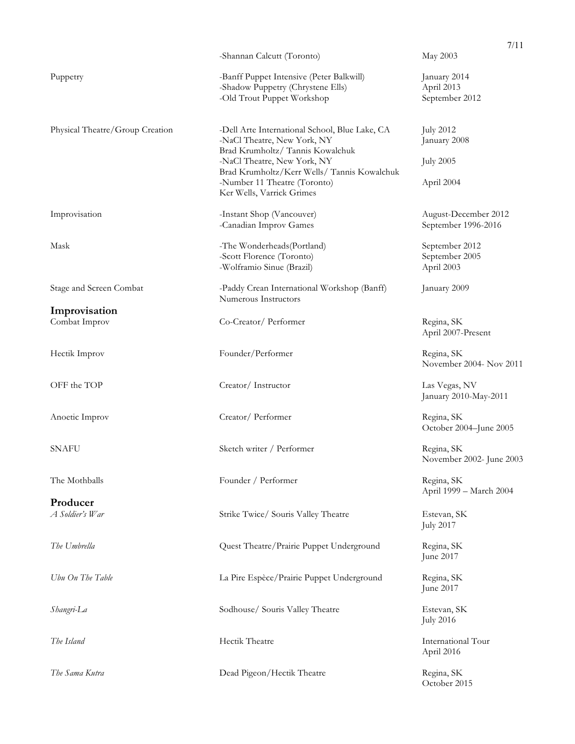| | | |
|---|---|---|
| | -Shannan Calcutt (Toronto) | May 2003 |
| Puppetry | -Banff Puppet Intensive (Peter Balkwill)<br>-Shadow Puppetry (Chrystene Ells)<br>-Old Trout Puppet Workshop | January 2014<br>April 2013<br>September 2012 |
| Physical Theatre/Group Creation | -Dell Arte International School, Blue Lake, CA<br>-NaCl Theatre, New York, NY<br>Brad Krumholtz/ Tannis Kowalchuk<br>-NaCl Theatre, New York, NY<br>Brad Krumholtz/Kerr Wells/ Tannis Kowalchuk<br>-Number 11 Theatre (Toronto)<br>Ker Wells, Varrick Grimes | July 2012<br>January 2008<br><br>July 2005<br><br>April 2004 |
| Improvisation | -Instant Shop (Vancouver)<br>-Canadian Improv Games | August-December 2012<br>September 1996-2016 |
| Mask | -The Wonderheads(Portland)<br>-Scott Florence (Toronto)<br>-Wolframio Sinue (Brazil) | September 2012<br>September 2005<br>April 2003 |
| Stage and Screen Combat | -Paddy Crean International Workshop (Banff)<br>Numerous Instructors | January 2009 |

## Improvisation

| | | |
|---|---|---|
| Combat Improv | Co-Creator/ Performer | Regina, SK<br>April 2007-Present |
| Hectik Improv | Founder/Performer | Regina, SK<br>November 2004- Nov 2011 |
| OFF the TOP | Creator/ Instructor | Las Vegas, NV<br>January 2010-May-2011 |
| Anoetic Improv | Creator/ Performer | Regina, SK<br>October 2004–June 2005 |
| SNAFU | Sketch writer / Performer | Regina, SK<br>November 2002- June 2003 |
| The Mothballs | Founder / Performer | Regina, SK<br>April 1999 – March 2004 |

## Producer

| | | |
|---|---|---|
| *A Soldier's War* | Strike Twice/ Souris Valley Theatre | Estevan, SK<br>July 2017 |
| *The Umbrella* | Quest Theatre/Prairie Puppet Underground | Regina, SK<br>June 2017 |
| *Ubu On The Table* | La Pire Espèce/Prairie Puppet Underground | Regina, SK<br>June 2017 |
| *Shangri-La* | Sodhouse/ Souris Valley Theatre | Estevan, SK<br>July 2016 |
| *The Island* | Hectik Theatre | International Tour<br>April 2016 |
| *The Sama Kutra* | Dead Pigeon/Hectik Theatre | Regina, SK<br>October 2015 |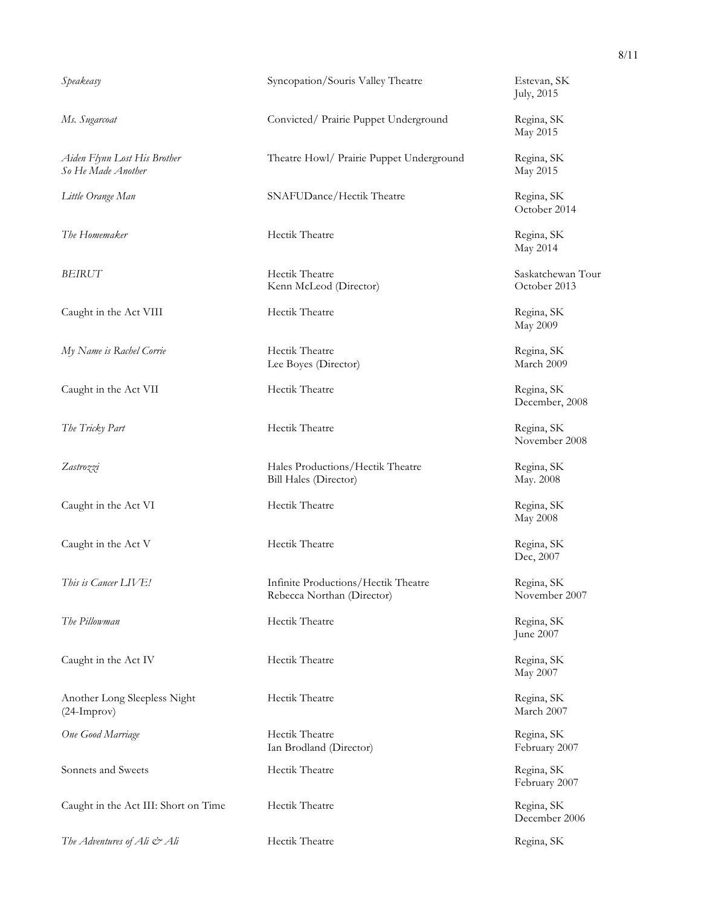| | | |
|---|---|---|
| *Speakeasy* | Syncopation/Souris Valley Theatre | Estevan, SK<br>July, 2015 |
| *Ms. Sugarcoat* | Convicted/ Prairie Puppet Underground | Regina, SK<br>May 2015 |
| *Aiden Flynn Lost His Brother So He Made Another* | Theatre Howl/ Prairie Puppet Underground | Regina, SK<br>May 2015 |
| *Little Orange Man* | SNAFUDance/Hectik Theatre | Regina, SK<br>October 2014 |
| *The Homemaker* | Hectik Theatre | Regina, SK<br>May 2014 |
| *BEIRUT* | Hectik Theatre<br>Kenn McLeod (Director) | Saskatchewan Tour<br>October 2013 |
| Caught in the Act VIII | Hectik Theatre | Regina, SK<br>May 2009 |
| *My Name is Rachel Corrie* | Hectik Theatre<br>Lee Boyes (Director) | Regina, SK<br>March 2009 |
| Caught in the Act VII | Hectik Theatre | Regina, SK<br>December, 2008 |
| *The Tricky Part* | Hectik Theatre | Regina, SK<br>November 2008 |
| *Zastrozzi* | Hales Productions/Hectik Theatre<br>Bill Hales (Director) | Regina, SK<br>May. 2008 |
| Caught in the Act VI | Hectik Theatre | Regina, SK<br>May 2008 |
| Caught in the Act V | Hectik Theatre | Regina, SK<br>Dec, 2007 |
| *This is Cancer LIVE!* | Infinite Productions/Hectik Theatre<br>Rebecca Northan (Director) | Regina, SK<br>November 2007 |
| *The Pillowman* | Hectik Theatre | Regina, SK<br>June 2007 |
| Caught in the Act IV | Hectik Theatre | Regina, SK<br>May 2007 |
| Another Long Sleepless Night (24-Improv) | Hectik Theatre | Regina, SK<br>March 2007 |
| *One Good Marriage* | Hectik Theatre<br>Ian Brodland (Director) | Regina, SK<br>February 2007 |
| Sonnets and Sweets | Hectik Theatre | Regina, SK<br>February 2007 |
| Caught in the Act III: Short on Time | Hectik Theatre | Regina, SK<br>December 2006 |
| *The Adventures of Ali & Ali* | Hectik Theatre | Regina, SK |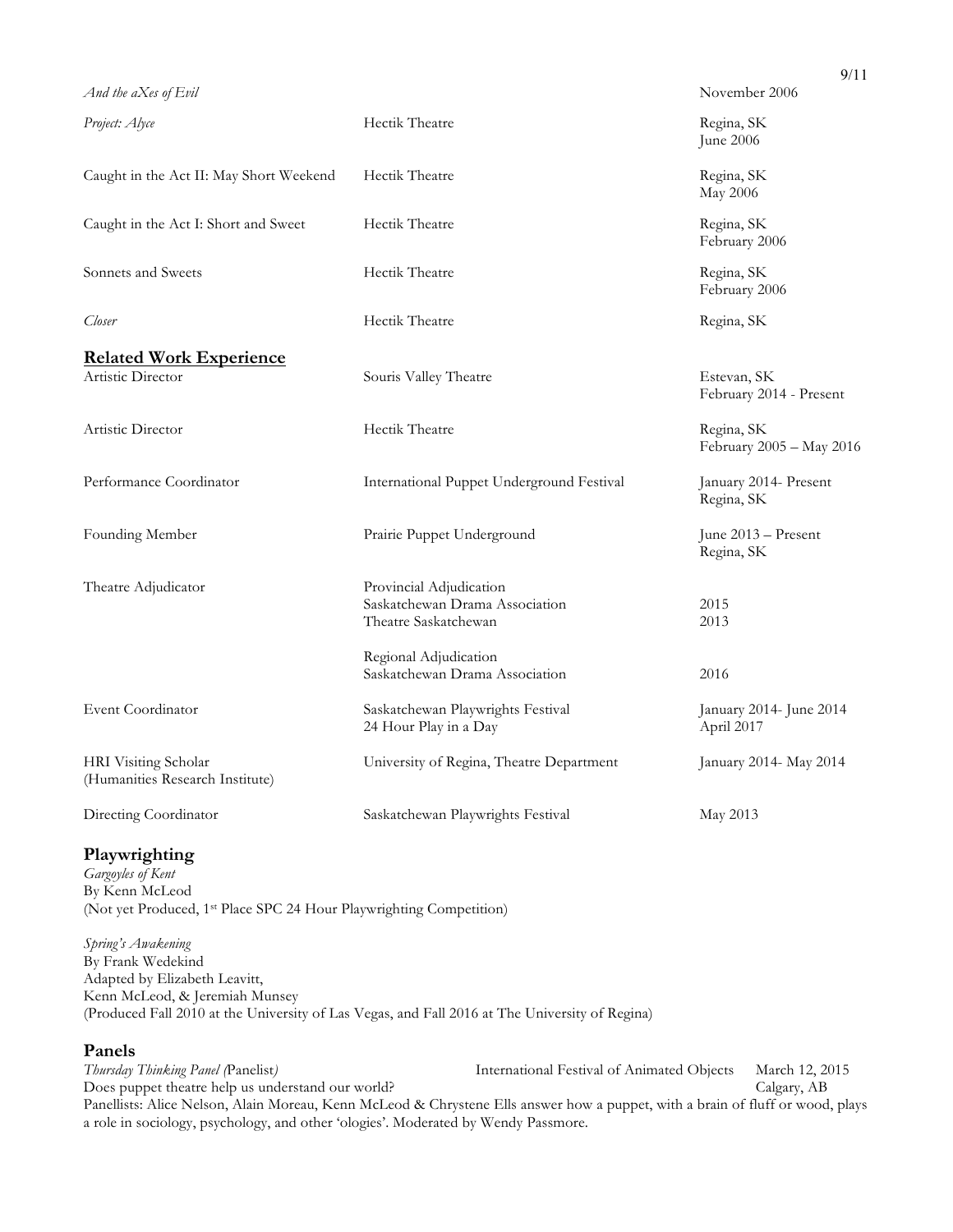| | | |
|---|---|---|
| *And the aXes of Evil* | | November 2006 |
| *Project: Alyce* | Hectik Theatre | Regina, SK<br>June 2006 |
| Caught in the Act II: May Short Weekend | Hectik Theatre | Regina, SK<br>May 2006 |
| Caught in the Act I: Short and Sweet | Hectik Theatre | Regina, SK<br>February 2006 |
| Sonnets and Sweets | Hectik Theatre | Regina, SK<br>February 2006 |
| *Closer* | Hectik Theatre | Regina, SK |

## Related Work Experience

| | | |
|---|---|---|
| Artistic Director | Souris Valley Theatre | Estevan, SK<br>February 2014 - Present |
| Artistic Director | Hectik Theatre | Regina, SK<br>February 2005 – May 2016 |
| Performance Coordinator | International Puppet Underground Festival | January 2014- Present<br>Regina, SK |
| Founding Member | Prairie Puppet Underground | June 2013 – Present<br>Regina, SK |
| Theatre Adjudicator | Provincial Adjudication<br>Saskatchewan Drama Association<br>Theatre Saskatchewan | <br>2015<br>2013 |
| | Regional Adjudication<br>Saskatchewan Drama Association | <br>2016 |
| Event Coordinator | Saskatchewan Playwrights Festival<br>24 Hour Play in a Day | January 2014- June 2014<br>April 2017 |
| HRI Visiting Scholar<br>(Humanities Research Institute) | University of Regina, Theatre Department | January 2014- May 2014 |
| Directing Coordinator | Saskatchewan Playwrights Festival | May 2013 |

## Playwrighting

*Gargoyles of Kent*
By Kenn McLeod
(Not yet Produced, 1st Place SPC 24 Hour Playwrighting Competition)

*Spring's Awakening*
By Frank Wedekind
Adapted by Elizabeth Leavitt,
Kenn McLeod, & Jeremiah Munsey
(Produced Fall 2010 at the University of Las Vegas, and Fall 2016 at The University of Regina)

## Panels

*Thursday Thinking Panel (*Panelist*)* — International Festival of Animated Objects — March 12, 2015
Does puppet theatre help us understand our world? — Calgary, AB
Panellists: Alice Nelson, Alain Moreau, Kenn McLeod & Chrystene Ells answer how a puppet, with a brain of fluff or wood, plays a role in sociology, psychology, and other 'ologies'. Moderated by Wendy Passmore.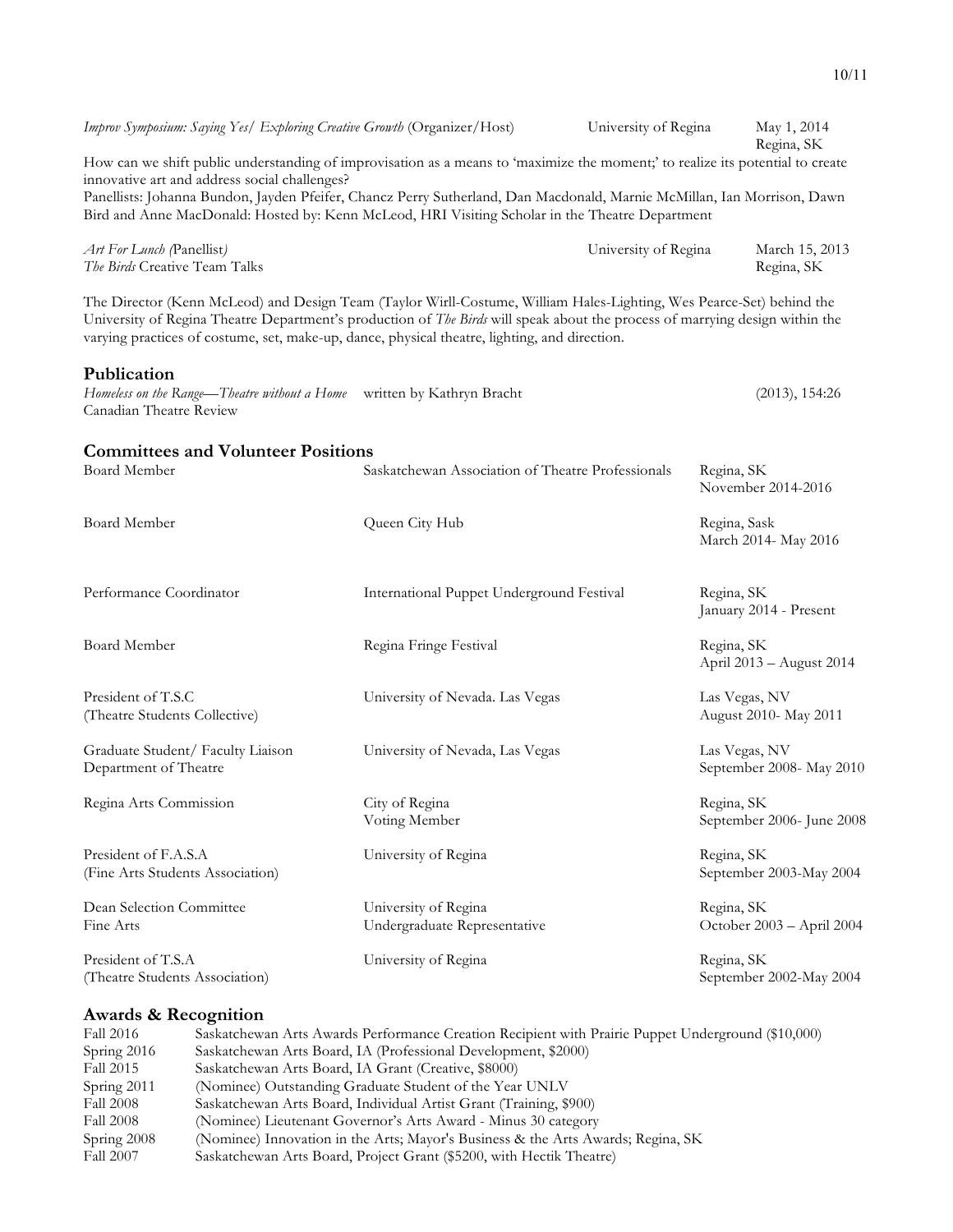*Improv Symposium: Saying Yes/ Exploring Creative Growth* (Organizer/Host) University of Regina May 1, 2014
Regina, SK

How can we shift public understanding of improvisation as a means to 'maximize the moment;' to realize its potential to create innovative art and address social challenges?
Panellists: Johanna Bundon, Jayden Pfeifer, Chancz Perry Sutherland, Dan Macdonald, Marnie McMillan, Ian Morrison, Dawn Bird and Anne MacDonald: Hosted by: Kenn McLeod, HRI Visiting Scholar in the Theatre Department

*Art For Lunch (*Panellist*)* University of Regina March 15, 2013
*The Birds* Creative Team Talks Regina, SK

The Director (Kenn McLeod) and Design Team (Taylor Wirll-Costume, William Hales-Lighting, Wes Pearce-Set) behind the University of Regina Theatre Department's production of *The Birds* will speak about the process of marrying design within the varying practices of costume, set, make-up, dance, physical theatre, lighting, and direction.

## Publication

*Homeless on the Range—Theatre without a Home* written by Kathryn Bracht (2013), 154:26
Canadian Theatre Review

## Committees and Volunteer Positions

| Position | Organization | Location / Dates |
|---|---|---|
| Board Member | Saskatchewan Association of Theatre Professionals | Regina, SK<br>November 2014-2016 |
| Board Member | Queen City Hub | Regina, Sask<br>March 2014- May 2016 |
| Performance Coordinator | International Puppet Underground Festival | Regina, SK<br>January 2014 - Present |
| Board Member | Regina Fringe Festival | Regina, SK<br>April 2013 – August 2014 |
| President of T.S.C<br>(Theatre Students Collective) | University of Nevada. Las Vegas | Las Vegas, NV<br>August 2010- May 2011 |
| Graduate Student/ Faculty Liaison<br>Department of Theatre | University of Nevada, Las Vegas | Las Vegas, NV<br>September 2008- May 2010 |
| Regina Arts Commission | City of Regina<br>Voting Member | Regina, SK<br>September 2006- June 2008 |
| President of F.A.S.A<br>(Fine Arts Students Association) | University of Regina | Regina, SK<br>September 2003-May 2004 |
| Dean Selection Committee<br>Fine Arts | University of Regina<br>Undergraduate Representative | Regina, SK<br>October 2003 – April 2004 |
| President of T.S.A<br>(Theatre Students Association) | University of Regina | Regina, SK<br>September 2002-May 2004 |

## Awards & Recognition

| | |
|---|---|
| Fall 2016 | Saskatchewan Arts Awards Performance Creation Recipient with Prairie Puppet Underground ($10,000) |
| Spring 2016 | Saskatchewan Arts Board, IA (Professional Development, $2000) |
| Fall 2015 | Saskatchewan Arts Board, IA Grant (Creative, $8000) |
| Spring 2011 | (Nominee) Outstanding Graduate Student of the Year UNLV |
| Fall 2008 | Saskatchewan Arts Board, Individual Artist Grant (Training, $900) |
| Fall 2008 | (Nominee) Lieutenant Governor's Arts Award - Minus 30 category |
| Spring 2008 | (Nominee) Innovation in the Arts; Mayor's Business & the Arts Awards; Regina, SK |
| Fall 2007 | Saskatchewan Arts Board, Project Grant ($5200, with Hectik Theatre) |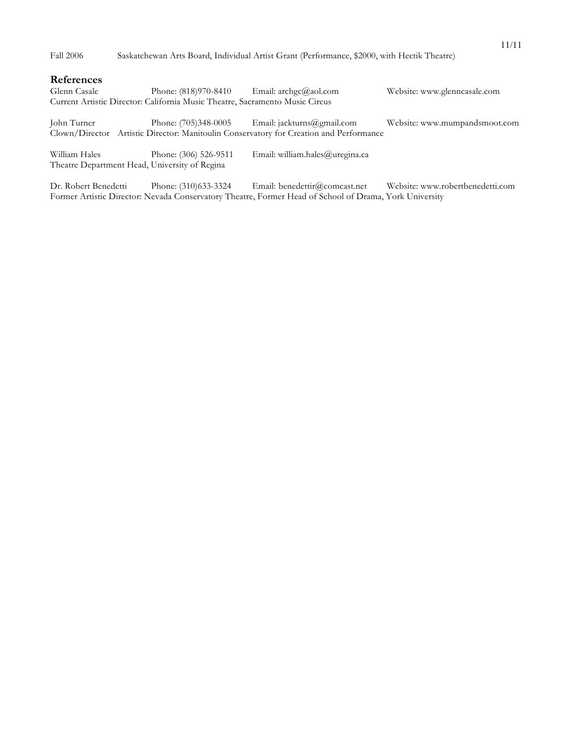Fall 2006 Saskatchewan Arts Board, Individual Artist Grant (Performance, $2000, with Hectik Theatre)

## References

Glenn Casale Phone: (818)970-8410 Email: archgc@aol.com Website: www.glenncasale.com
Current Artistic Director: California Music Theatre, Sacramento Music Circus

John Turner Phone: (705)348-0005 Email: jackturns@gmail.com Website: www.mumpandsmoot.com
Clown/Director Artistic Director: Manitoulin Conservatory for Creation and Performance

William Hales Phone: (306) 526-9511 Email: william.hales@uregina.ca
Theatre Department Head, University of Regina

Dr. Robert Benedetti Phone: (310)633-3324 Email: benedettir@comcast.net Website: www.robertbenedetti.com
Former Artistic Director: Nevada Conservatory Theatre, Former Head of School of Drama, York University